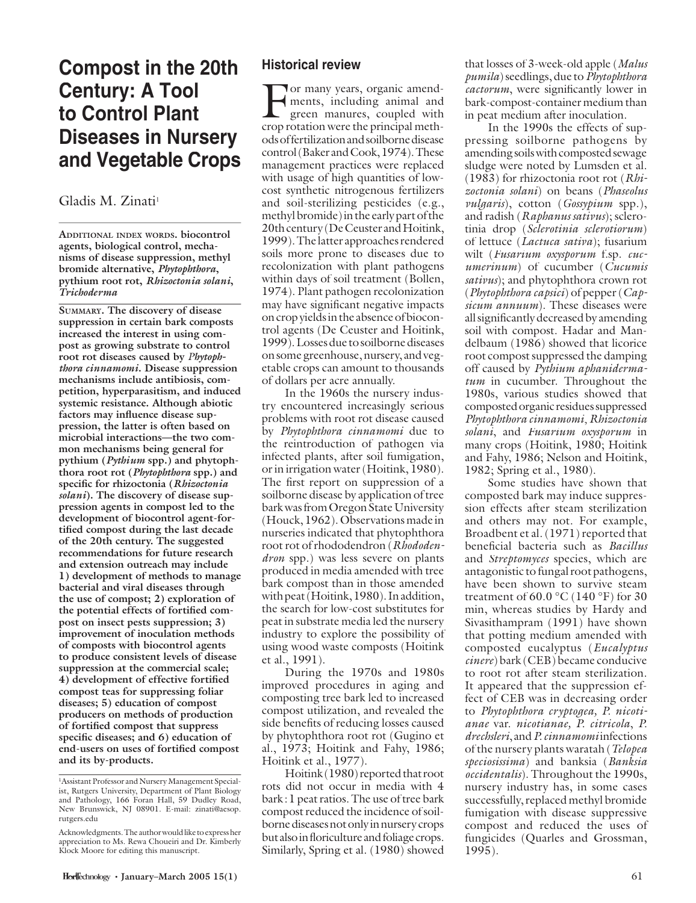# Compost in the 20th Century: A Tool to Control Plant Diseases in Nursery and Vegetable Crops

Gladis M. Zinati[1]

ADDITIONAL INDEX WORDS. **biocontrol agents, biological control, mechanisms of disease suppression, methyl bromide alternative, *Phytophthora*, pythium root rot, *Rhizoctonia solani*, *Trichoderma***

SUMMARY. **The discovery of disease suppression in certain bark composts increased the interest in using compost as growing substrate to control root rot diseases caused by *Phytophthora cinnamomi*. Disease suppression mechanisms include antibiosis, competition, hyperparasitism, and induced systemic resistance. Although abiotic factors may influence disease suppression, the latter is often based on microbial interactions—the two common mechanisms being general for pythium (*Pythium* spp.) and phytophthora root rot (*Phytophthora* spp.) and specific for rhizoctonia (*Rhizoctonia solani*). The discovery of disease suppression agents in compost led to the development of biocontrol agent-fortified compost during the last decade of the 20th century. The suggested recommendations for future research and extension outreach may include 1) development of methods to manage bacterial and viral diseases through the use of compost; 2) exploration of the potential effects of fortified compost on insect pests suppression; 3) improvement of inoculation methods of composts with biocontrol agents to produce consistent levels of disease suppression at the commercial scale; 4) development of effective fortified compost teas for suppressing foliar diseases; 5) education of compost producers on methods of production of fortified compost that suppress specific diseases; and 6) education of end-users on uses of fortified compost and its by-products.**

[1]Assistant Professor and Nursery Management Specialist, Rutgers University, Department of Plant Biology and Pathology, 166 Foran Hall, 59 Dudley Road, New Brunswick, NJ 08901. E-mail: zinati@aesop.rutgers.edu

Acknowledgments. The author would like to express her appreciation to Ms. Rewa Choueiri and Dr. Kimberly Klock Moore for editing this manuscript.

## Historical review

For many years, organic amendments, including animal and green manures, coupled with crop rotation were the principal methods of fertilization and soilborne disease control (Baker and Cook, 1974). These management practices were replaced with usage of high quantities of low-cost synthetic nitrogenous fertilizers and soil-sterilizing pesticides (e.g., methyl bromide) in the early part of the 20th century (De Ceuster and Hoitink, 1999). The latter approaches rendered soils more prone to diseases due to recolonization with plant pathogens within days of soil treatment (Bollen, 1974). Plant pathogen recolonization may have significant negative impacts on crop yields in the absence of biocontrol agents (De Ceuster and Hoitink, 1999). Losses due to soilborne diseases on some greenhouse, nursery, and vegetable crops can amount to thousands of dollars per acre annually.

In the 1960s the nursery industry encountered increasingly serious problems with root rot disease caused by *Phytophthora cinnamomi* due to the reintroduction of pathogen via infected plants, after soil fumigation, or in irrigation water (Hoitink, 1980). The first report on suppression of a soilborne disease by application of tree bark was from Oregon State University (Houck, 1962). Observations made in nurseries indicated that phytophthora root rot of rhododendron (*Rhododendron* spp.) was less severe on plants produced in media amended with tree bark compost than in those amended with peat (Hoitink, 1980). In addition, the search for low-cost substitutes for peat in substrate media led the nursery industry to explore the possibility of using wood waste composts (Hoitink et al., 1991).

During the 1970s and 1980s improved procedures in aging and composting tree bark led to increased compost utilization, and revealed the side benefits of reducing losses caused by phytophthora root rot (Gugino et al., 1973; Hoitink and Fahy, 1986; Hoitink et al., 1977).

Hoitink (1980) reported that root rots did not occur in media with 4 bark : 1 peat ratios. The use of tree bark compost reduced the incidence of soilborne diseases not only in nursery crops but also in floriculture and foliage crops. Similarly, Spring et al. (1980) showed that losses of 3-week-old apple (*Malus pumila*) seedlings, due to *Phytophthora cactorum*, were significantly lower in bark-compost-container medium than in peat medium after inoculation.

In the 1990s the effects of suppressing soilborne pathogens by amending soils with composted sewage sludge were noted by Lumsden et al. (1983) for rhizoctonia root rot (*Rhizoctonia solani*) on beans (*Phaseolus vulgaris*), cotton (*Gossypium* spp.), and radish (*Raphanus sativus*); sclerotinia drop (*Sclerotinia sclerotiorum*) of lettuce (*Lactuca sativa*); fusarium wilt (*Fusarium oxysporum* f.sp. *cucumerinum*) of cucumber (*Cucumis sativus*); and phytophthora crown rot (*Phytophthora capsici*) of pepper (*Capsicum annuum*). These diseases were all significantly decreased by amending soil with compost. Hadar and Mandelbaum (1986) showed that licorice root compost suppressed the damping off caused by *Pythium aphanidermatum* in cucumber. Throughout the 1980s, various studies showed that composted organic residues suppressed *Phytophthora cinnamomi*, *Rhizoctonia solani*, and *Fusarium oxysporum* in many crops (Hoitink, 1980; Hoitink and Fahy, 1986; Nelson and Hoitink, 1982; Spring et al., 1980).

Some studies have shown that composted bark may induce suppression effects after steam sterilization and others may not. For example, Broadbent et al. (1971) reported that beneficial bacteria such as *Bacillus* and *Streptomyces* species, which are antagonistic to fungal root pathogens, have been shown to survive steam treatment of 60.0 °C (140 °F) for 30 min, whereas studies by Hardy and Sivasithampram (1991) have shown that potting medium amended with composted eucalyptus (*Eucalyptus cinere*) bark (CEB) became conducive to root rot after steam sterilization. It appeared that the suppression effect of CEB was in decreasing order to *Phytophthora cryptogea*, *P. nicotianae* var. *nicotianae*, *P. citricola*, *P. drechsleri*, and *P. cinnamomi* infections of the nursery plants waratah (*Telopea speciosissima*) and banksia (*Banksia occidentalis*). Throughout the 1990s, nursery industry has, in some cases successfully, replaced methyl bromide fumigation with disease suppressive compost and reduced the uses of fungicides (Quarles and Grossman, 1995).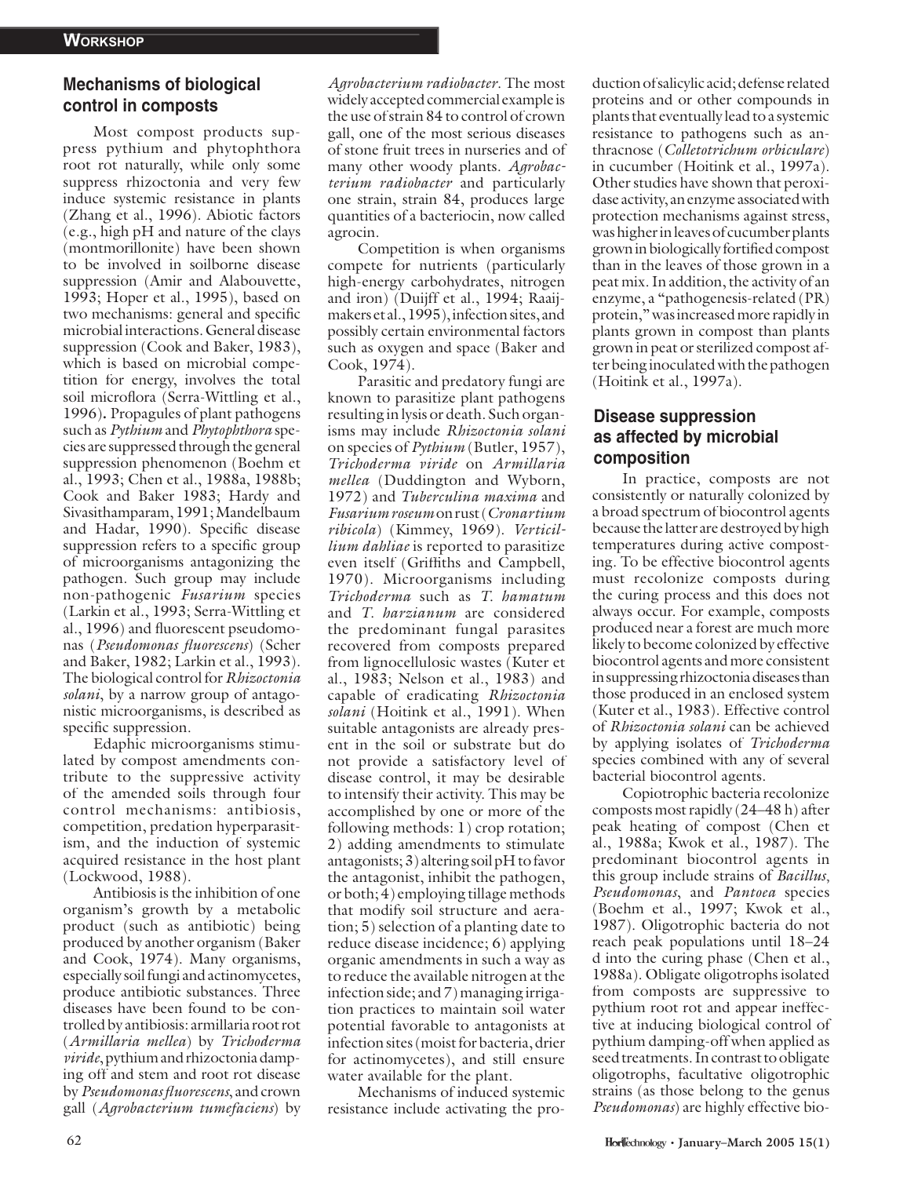## Mechanisms of biological control in composts

Most compost products suppress pythium and phytophthora root rot naturally, while only some suppress rhizoctonia and very few induce systemic resistance in plants (Zhang et al., 1996). Abiotic factors (e.g., high pH and nature of the clays (montmorillonite) have been shown to be involved in soilborne disease suppression (Amir and Alabouvette, 1993; Hoper et al., 1995), based on two mechanisms: general and specific microbial interactions. General disease suppression (Cook and Baker, 1983), which is based on microbial competition for energy, involves the total soil microflora (Serra-Wittling et al., 1996). Propagules of plant pathogens such as *Pythium* and *Phytophthora* species are suppressed through the general suppression phenomenon (Boehm et al., 1993; Chen et al., 1988a, 1988b; Cook and Baker 1983; Hardy and Sivasithamparam, 1991; Mandelbaum and Hadar, 1990). Specific disease suppression refers to a specific group of microorganisms antagonizing the pathogen. Such group may include non-pathogenic *Fusarium* species (Larkin et al., 1993; Serra-Wittling et al., 1996) and fluorescent pseudomonas (*Pseudomonas fluorescens*) (Scher and Baker, 1982; Larkin et al., 1993). The biological control for *Rhizoctonia solani*, by a narrow group of antagonistic microorganisms, is described as specific suppression.

Edaphic microorganisms stimulated by compost amendments contribute to the suppressive activity of the amended soils through four control mechanisms: antibiosis, competition, predation hyperparasitism, and the induction of systemic acquired resistance in the host plant (Lockwood, 1988).

Antibiosis is the inhibition of one organism's growth by a metabolic product (such as antibiotic) being produced by another organism (Baker and Cook, 1974). Many organisms, especially soil fungi and actinomycetes, produce antibiotic substances. Three diseases have been found to be controlled by antibiosis: armillaria root rot (*Armillaria mellea*) by *Trichoderma viride*, pythium and rhizoctonia damping off and stem and root rot disease by *Pseudomonas fluorescens*, and crown gall (*Agrobacterium tumefaciens*) by *Agrobacterium radiobacter*. The most widely accepted commercial example is the use of strain 84 to control of crown gall, one of the most serious diseases of stone fruit trees in nurseries and of many other woody plants. *Agrobacterium radiobacter* and particularly one strain, strain 84, produces large quantities of a bacteriocin, now called agrocin.

Competition is when organisms compete for nutrients (particularly high-energy carbohydrates, nitrogen and iron) (Duijff et al., 1994; Raaijmakers et al., 1995), infection sites, and possibly certain environmental factors such as oxygen and space (Baker and Cook, 1974).

Parasitic and predatory fungi are known to parasitize plant pathogens resulting in lysis or death. Such organisms may include *Rhizoctonia solani* on species of *Pythium* (Butler, 1957), *Trichoderma viride* on *Armillaria mellea* (Duddington and Wyborn, 1972) and *Tuberculina maxima* and *Fusarium roseum* on rust (*Cronartium ribicola*) (Kimmey, 1969). *Verticillium dahliae* is reported to parasitize even itself (Griffiths and Campbell, 1970). Microorganisms including *Trichoderma* such as *T. hamatum* and *T. harzianum* are considered the predominant fungal parasites recovered from composts prepared from lignocellulosic wastes (Kuter et al., 1983; Nelson et al., 1983) and capable of eradicating *Rhizoctonia solani* (Hoitink et al., 1991). When suitable antagonists are already present in the soil or substrate but do not provide a satisfactory level of disease control, it may be desirable to intensify their activity. This may be accomplished by one or more of the following methods: 1) crop rotation; 2) adding amendments to stimulate antagonists; 3) altering soil pH to favor the antagonist, inhibit the pathogen, or both; 4) employing tillage methods that modify soil structure and aeration; 5) selection of a planting date to reduce disease incidence; 6) applying organic amendments in such a way as to reduce the available nitrogen at the infection side; and 7) managing irrigation practices to maintain soil water potential favorable to antagonists at infection sites (moist for bacteria, drier for actinomycetes), and still ensure water available for the plant.

Mechanisms of induced systemic resistance include activating the production of salicylic acid; defense related proteins and or other compounds in plants that eventually lead to a systemic resistance to pathogens such as anthracnose (*Colletotrichum orbiculare*) in cucumber (Hoitink et al., 1997a). Other studies have shown that peroxidase activity, an enzyme associated with protection mechanisms against stress, was higher in leaves of cucumber plants grown in biologically fortified compost than in the leaves of those grown in a peat mix. In addition, the activity of an enzyme, a "pathogenesis-related (PR) protein," was increased more rapidly in plants grown in compost than plants grown in peat or sterilized compost after being inoculated with the pathogen (Hoitink et al., 1997a).

## Disease suppression as affected by microbial composition

In practice, composts are not consistently or naturally colonized by a broad spectrum of biocontrol agents because the latter are destroyed by high temperatures during active composting. To be effective biocontrol agents must recolonize composts during the curing process and this does not always occur. For example, composts produced near a forest are much more likely to become colonized by effective biocontrol agents and more consistent in suppressing rhizoctonia diseases than those produced in an enclosed system (Kuter et al., 1983). Effective control of *Rhizoctonia solani* can be achieved by applying isolates of *Trichoderma* species combined with any of several bacterial biocontrol agents.

Copiotrophic bacteria recolonize composts most rapidly (24–48 h) after peak heating of compost (Chen et al., 1988a; Kwok et al., 1987). The predominant biocontrol agents in this group include strains of *Bacillus*, *Pseudomonas*, and *Pantoea* species (Boehm et al., 1997; Kwok et al., 1987). Oligotrophic bacteria do not reach peak populations until 18–24 d into the curing phase (Chen et al., 1988a). Obligate oligotrophs isolated from composts are suppressive to pythium root rot and appear ineffective at inducing biological control of pythium damping-off when applied as seed treatments. In contrast to obligate oligotrophs, facultative oligotrophic strains (as those belong to the genus *Pseudomonas*) are highly effective bio-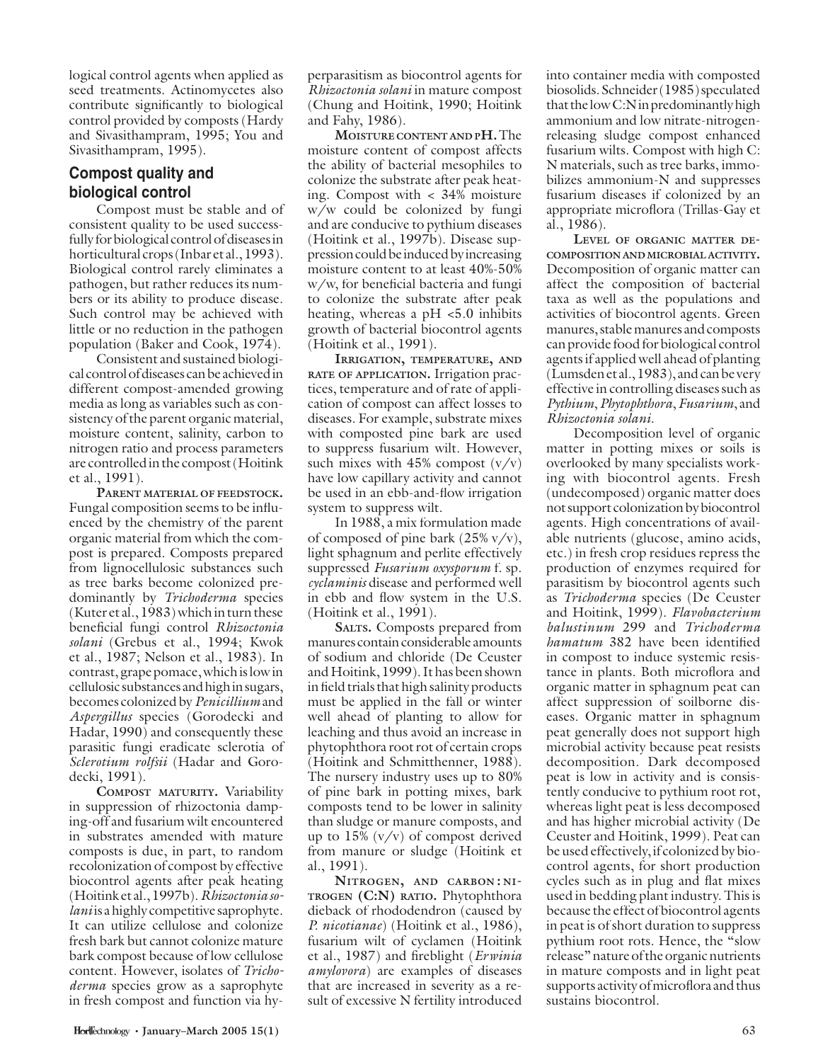logical control agents when applied as seed treatments. Actinomycetes also contribute significantly to biological control provided by composts (Hardy and Sivasithampram, 1995; You and Sivasithampram, 1995).

## Compost quality and biological control

Compost must be stable and of consistent quality to be used successfully for biological control of diseases in horticultural crops (Inbar et al., 1993). Biological control rarely eliminates a pathogen, but rather reduces its numbers or its ability to produce disease. Such control may be achieved with little or no reduction in the pathogen population (Baker and Cook, 1974).

Consistent and sustained biological control of diseases can be achieved in different compost-amended growing media as long as variables such as consistency of the parent organic material, moisture content, salinity, carbon to nitrogen ratio and process parameters are controlled in the compost (Hoitink et al., 1991).

**Parent material of feedstock.** Fungal composition seems to be influenced by the chemistry of the parent organic material from which the compost is prepared. Composts prepared from lignocellulosic substances such as tree barks become colonized predominantly by *Trichoderma* species (Kuter et al., 1983) which in turn these beneficial fungi control *Rhizoctonia solani* (Grebus et al., 1994; Kwok et al., 1987; Nelson et al., 1983). In contrast, grape pomace, which is low in cellulosic substances and high in sugars, becomes colonized by *Penicillium* and *Aspergillus* species (Gorodecki and Hadar, 1990) and consequently these parasitic fungi eradicate sclerotia of *Sclerotium rolfsii* (Hadar and Gorodecki, 1991).

**Compost maturity.** Variability in suppression of rhizoctonia damping-off and fusarium wilt encountered in substrates amended with mature composts is due, in part, to random recolonization of compost by effective biocontrol agents after peak heating (Hoitink et al., 1997b). *Rhizoctonia solani* is a highly competitive saprophyte. It can utilize cellulose and colonize fresh bark but cannot colonize mature bark compost because of low cellulose content. However, isolates of *Trichoderma* species grow as a saprophyte in fresh compost and function via hyperparasitism as biocontrol agents for *Rhizoctonia solani* in mature compost (Chung and Hoitink, 1990; Hoitink and Fahy, 1986).

**Moisture content and pH.** The moisture content of compost affects the ability of bacterial mesophiles to colonize the substrate after peak heating. Compost with < 34% moisture w/w could be colonized by fungi and are conducive to pythium diseases (Hoitink et al., 1997b). Disease suppression could be induced by increasing moisture content to at least 40%-50% w/w, for beneficial bacteria and fungi to colonize the substrate after peak heating, whereas a pH <5.0 inhibits growth of bacterial biocontrol agents (Hoitink et al., 1991).

**Irrigation, temperature, and rate of application.** Irrigation practices, temperature and of rate of application of compost can affect losses to diseases. For example, substrate mixes with composted pine bark are used to suppress fusarium wilt. However, such mixes with 45% compost (v/v) have low capillary activity and cannot be used in an ebb-and-flow irrigation system to suppress wilt.

In 1988, a mix formulation made of composed of pine bark (25% v/v), light sphagnum and perlite effectively suppressed *Fusarium oxysporum* f. sp. *cyclaminis* disease and performed well in ebb and flow system in the U.S. (Hoitink et al., 1991).

**Salts.** Composts prepared from manures contain considerable amounts of sodium and chloride (De Ceuster and Hoitink, 1999). It has been shown in field trials that high salinity products must be applied in the fall or winter well ahead of planting to allow for leaching and thus avoid an increase in phytophthora root rot of certain crops (Hoitink and Schmitthenner, 1988). The nursery industry uses up to 80% of pine bark in potting mixes, bark composts tend to be lower in salinity than sludge or manure composts, and up to 15% (v/v) of compost derived from manure or sludge (Hoitink et al., 1991).

**Nitrogen, and carbon : nitrogen (C:N) ratio.** Phytophthora dieback of rhododendron (caused by *P. nicotianae*) (Hoitink et al., 1986), fusarium wilt of cyclamen (Hoitink et al., 1987) and fireblight (*Erwinia amylovora*) are examples of diseases that are increased in severity as a result of excessive N fertility introduced into container media with composted biosolids. Schneider (1985) speculated that the low C:N in predominantly high ammonium and low nitrate-nitrogen-releasing sludge compost enhanced fusarium wilts. Compost with high C: N materials, such as tree barks, immobilizes ammonium-N and suppresses fusarium diseases if colonized by an appropriate microflora (Trillas-Gay et al., 1986).

**Level of organic matter decomposition and microbial activity.** Decomposition of organic matter can affect the composition of bacterial taxa as well as the populations and activities of biocontrol agents. Green manures, stable manures and composts can provide food for biological control agents if applied well ahead of planting (Lumsden et al., 1983), and can be very effective in controlling diseases such as *Pythium*, *Phytophthora*, *Fusarium*, and *Rhizoctonia solani*.

Decomposition level of organic matter in potting mixes or soils is overlooked by many specialists working with biocontrol agents. Fresh (undecomposed) organic matter does not support colonization by biocontrol agents. High concentrations of available nutrients (glucose, amino acids, etc.) in fresh crop residues repress the production of enzymes required for parasitism by biocontrol agents such as *Trichoderma* species (De Ceuster and Hoitink, 1999). *Flavobacterium balustinum* 299 and *Trichoderma hamatum* 382 have been identified in compost to induce systemic resistance in plants. Both microflora and organic matter in sphagnum peat can affect suppression of soilborne diseases. Organic matter in sphagnum peat generally does not support high microbial activity because peat resists decomposition. Dark decomposed peat is low in activity and is consistently conducive to pythium root rot, whereas light peat is less decomposed and has higher microbial activity (De Ceuster and Hoitink, 1999). Peat can be used effectively, if colonized by biocontrol agents, for short production cycles such as in plug and flat mixes used in bedding plant industry. This is because the effect of biocontrol agents in peat is of short duration to suppress pythium root rots. Hence, the "slow release" nature of the organic nutrients in mature composts and in light peat supports activity of microflora and thus sustains biocontrol.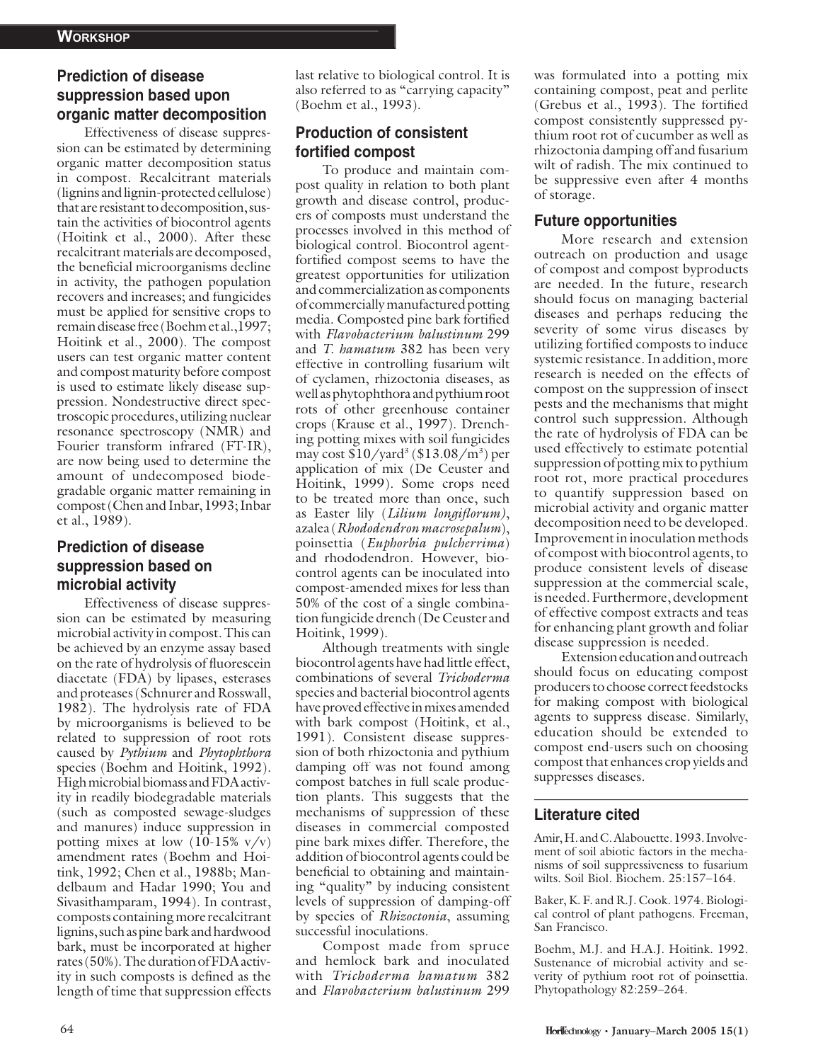## Prediction of disease suppression based upon organic matter decomposition

Effectiveness of disease suppression can be estimated by determining organic matter decomposition status in compost. Recalcitrant materials (lignins and lignin-protected cellulose) that are resistant to decomposition, sustain the activities of biocontrol agents (Hoitink et al., 2000). After these recalcitrant materials are decomposed, the beneficial microorganisms decline in activity, the pathogen population recovers and increases; and fungicides must be applied for sensitive crops to remain disease free (Boehm et al.,1997; Hoitink et al., 2000). The compost users can test organic matter content and compost maturity before compost is used to estimate likely disease suppression. Nondestructive direct spectroscopic procedures, utilizing nuclear resonance spectroscopy (NMR) and Fourier transform infrared (FT-IR), are now being used to determine the amount of undecomposed biodegradable organic matter remaining in compost (Chen and Inbar, 1993; Inbar et al., 1989).

## Prediction of disease suppression based on microbial activity

Effectiveness of disease suppression can be estimated by measuring microbial activity in compost. This can be achieved by an enzyme assay based on the rate of hydrolysis of fluorescein diacetate (FDA) by lipases, esterases and proteases (Schnurer and Rosswall, 1982). The hydrolysis rate of FDA by microorganisms is believed to be related to suppression of root rots caused by *Pythium* and *Phytophthora* species (Boehm and Hoitink, 1992). High microbial biomass and FDA activity in readily biodegradable materials (such as composted sewage-sludges and manures) induce suppression in potting mixes at low (10-15% v/v) amendment rates (Boehm and Hoitink, 1992; Chen et al., 1988b; Mandelbaum and Hadar 1990; You and Sivasithamparam, 1994). In contrast, composts containing more recalcitrant lignins, such as pine bark and hardwood bark, must be incorporated at higher rates (50%). The duration of FDA activity in such composts is defined as the length of time that suppression effects last relative to biological control. It is also referred to as "carrying capacity" (Boehm et al., 1993).

## Production of consistent fortified compost

To produce and maintain compost quality in relation to both plant growth and disease control, producers of composts must understand the processes involved in this method of biological control. Biocontrol agent-fortified compost seems to have the greatest opportunities for utilization and commercialization as components of commercially manufactured potting media. Composted pine bark fortified with *Flavobacterium balustinum* 299 and *T. hamatum* 382 has been very effective in controlling fusarium wilt of cyclamen, rhizoctonia diseases, as well as phytophthora and pythium root rots of other greenhouse container crops (Krause et al., 1997). Drenching potting mixes with soil fungicides may cost \$10/yard$^3$ (\$13.08/m$^3$) per application of mix (De Ceuster and Hoitink, 1999). Some crops need to be treated more than once, such as Easter lily (*Lilium longiflorum)*, azalea (*Rhododendron macrosepalum*), poinsettia (*Euphorbia pulcherrima*) and rhododendron. However, biocontrol agents can be inoculated into compost-amended mixes for less than 50% of the cost of a single combination fungicide drench (De Ceuster and Hoitink, 1999).

Although treatments with single biocontrol agents have had little effect, combinations of several *Trichoderma* species and bacterial biocontrol agents have proved effective in mixes amended with bark compost (Hoitink, et al., 1991). Consistent disease suppression of both rhizoctonia and pythium damping off was not found among compost batches in full scale production plants. This suggests that the mechanisms of suppression of these diseases in commercial composted pine bark mixes differ. Therefore, the addition of biocontrol agents could be beneficial to obtaining and maintaining "quality" by inducing consistent levels of suppression of damping-off by species of *Rhizoctonia*, assuming successful inoculations.

Compost made from spruce and hemlock bark and inoculated with *Trichoderma hamatum* 382 and *Flavobacterium balustinum* 299 was formulated into a potting mix containing compost, peat and perlite (Grebus et al., 1993). The fortified compost consistently suppressed pythium root rot of cucumber as well as rhizoctonia damping off and fusarium wilt of radish. The mix continued to be suppressive even after 4 months of storage.

## Future opportunities

More research and extension outreach on production and usage of compost and compost byproducts are needed. In the future, research should focus on managing bacterial diseases and perhaps reducing the severity of some virus diseases by utilizing fortified composts to induce systemic resistance. In addition, more research is needed on the effects of compost on the suppression of insect pests and the mechanisms that might control such suppression. Although the rate of hydrolysis of FDA can be used effectively to estimate potential suppression of potting mix to pythium root rot, more practical procedures to quantify suppression based on microbial activity and organic matter decomposition need to be developed. Improvement in inoculation methods of compost with biocontrol agents, to produce consistent levels of disease suppression at the commercial scale, is needed. Furthermore, development of effective compost extracts and teas for enhancing plant growth and foliar disease suppression is needed.

Extension education and outreach should focus on educating compost producers to choose correct feedstocks for making compost with biological agents to suppress disease. Similarly, education should be extended to compost end-users such on choosing compost that enhances crop yields and suppresses diseases.

## Literature cited

Amir, H. and C. Alabouette. 1993. Involvement of soil abiotic factors in the mechanisms of soil suppressiveness to fusarium wilts. Soil Biol. Biochem. 25:157–164.

Baker, K. F. and R.J. Cook. 1974. Biological control of plant pathogens. Freeman, San Francisco.

Boehm, M.J. and H.A.J. Hoitink. 1992. Sustenance of microbial activity and severity of pythium root rot of poinsettia. Phytopathology 82:259–264.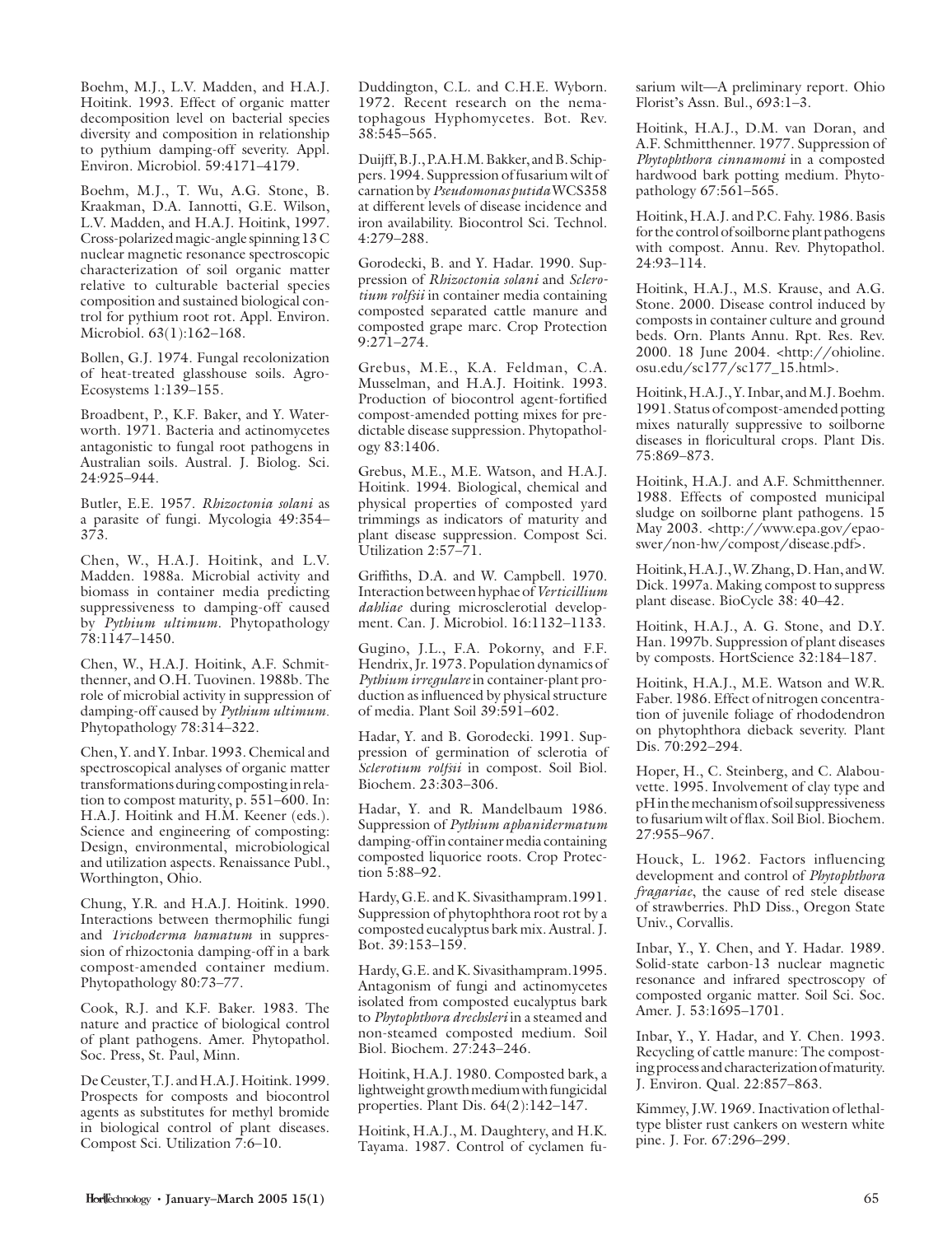Boehm, M.J., L.V. Madden, and H.A.J. Hoitink. 1993. Effect of organic matter decomposition level on bacterial species diversity and composition in relationship to pythium damping-off severity. Appl. Environ. Microbiol. 59:4171–4179.

Boehm, M.J., T. Wu, A.G. Stone, B. Kraakman, D.A. Iannotti, G.E. Wilson, L.V. Madden, and H.A.J. Hoitink, 1997. Cross-polarized magic-angle spinning 13 C nuclear magnetic resonance spectroscopic characterization of soil organic matter relative to culturable bacterial species composition and sustained biological control for pythium root rot. Appl. Environ. Microbiol. 63(1):162–168.

Bollen, G.J. 1974. Fungal recolonization of heat-treated glasshouse soils. Agro-Ecosystems 1:139–155.

Broadbent, P., K.F. Baker, and Y. Waterworth. 1971. Bacteria and actinomycetes antagonistic to fungal root pathogens in Australian soils. Austral. J. Biolog. Sci. 24:925–944.

Butler, E.E. 1957. *Rhizoctonia solani* as a parasite of fungi. Mycologia 49:354–373.

Chen, W., H.A.J. Hoitink, and L.V. Madden. 1988a. Microbial activity and biomass in container media predicting suppressiveness to damping-off caused by *Pythium ultimum*. Phytopathology 78:1147–1450.

Chen, W., H.A.J. Hoitink, A.F. Schmitthenner, and O.H. Tuovinen. 1988b. The role of microbial activity in suppression of damping-off caused by *Pythium ultimum*. Phytopathology 78:314–322.

Chen, Y. and Y. Inbar. 1993. Chemical and spectroscopical analyses of organic matter transformations during composting in relation to compost maturity, p. 551–600. In: H.A.J. Hoitink and H.M. Keener (eds.). Science and engineering of composting: Design, environmental, microbiological and utilization aspects. Renaissance Publ., Worthington, Ohio.

Chung, Y.R. and H.A.J. Hoitink. 1990. Interactions between thermophilic fungi and *Trichoderma hamatum* in suppression of rhizoctonia damping-off in a bark compost-amended container medium. Phytopathology 80:73–77.

Cook, R.J. and K.F. Baker. 1983. The nature and practice of biological control of plant pathogens. Amer. Phytopathol. Soc. Press, St. Paul, Minn.

De Ceuster, T.J. and H.A.J. Hoitink. 1999. Prospects for composts and biocontrol agents as substitutes for methyl bromide in biological control of plant diseases. Compost Sci. Utilization 7:6–10.

Duddington, C.L. and C.H.E. Wyborn. 1972. Recent research on the nematophagous Hyphomycetes. Bot. Rev. 38:545–565.

Duijff, B.J., P.A.H.M. Bakker, and B. Schippers. 1994. Suppression of fusarium wilt of carnation by *Pseudomonas putida* WCS358 at different levels of disease incidence and iron availability. Biocontrol Sci. Technol. 4:279–288.

Gorodecki, B. and Y. Hadar. 1990. Suppression of *Rhizoctonia solani* and *Sclerotium rolfsii* in container media containing composted separated cattle manure and composted grape marc. Crop Protection 9:271–274.

Grebus, M.E., K.A. Feldman, C.A. Musselman, and H.A.J. Hoitink. 1993. Production of biocontrol agent-fortified compost-amended potting mixes for predictable disease suppression. Phytopathology 83:1406.

Grebus, M.E., M.E. Watson, and H.A.J. Hoitink. 1994. Biological, chemical and physical properties of composted yard trimmings as indicators of maturity and plant disease suppression. Compost Sci. Utilization 2:57–71.

Griffiths, D.A. and W. Campbell. 1970. Interaction between hyphae of *Verticillium dahliae* during microsclerotial development. Can. J. Microbiol. 16:1132–1133.

Gugino, J.L., F.A. Pokorny, and F.F. Hendrix, Jr. 1973. Population dynamics of *Pythium irregulare* in container-plant production as influenced by physical structure of media. Plant Soil 39:591–602.

Hadar, Y. and B. Gorodecki. 1991. Suppression of germination of sclerotia of *Sclerotium rolfsii* in compost. Soil Biol. Biochem. 23:303–306.

Hadar, Y. and R. Mandelbaum 1986. Suppression of *Pythium aphanidermatum* damping-off in container media containing composted liquorice roots. Crop Protection 5:88–92.

Hardy, G.E. and K. Sivasithamparam. 1991. Suppression of phytophthora root rot by a composted eucalyptus bark mix. Austral. J. Bot. 39:153–159.

Hardy, G.E. and K. Sivasithamparam. 1995. Antagonism of fungi and actinomycetes isolated from composted eucalyptus bark to *Phytophthora drechsleri* in a steamed and non-steamed composted medium. Soil Biol. Biochem. 27:243–246.

Hoitink, H.A.J. 1980. Composted bark, a lightweight growth medium with fungicidal properties. Plant Dis. 64(2):142–147.

Hoitink, H.A.J., M. Daughtery, and H.K. Tayama. 1987. Control of cyclamen fusarium wilt—A preliminary report. Ohio Florist's Assn. Bul., 693:1–3.

Hoitink, H.A.J., D.M. van Doran, and A.F. Schmitthenner. 1977. Suppression of *Phytophthora cinnamomi* in a composted hardwood bark potting medium. Phytopathology 67:561–565.

Hoitink, H.A.J. and P.C. Fahy. 1986. Basis for the control of soilborne plant pathogens with compost. Annu. Rev. Phytopathol. 24:93–114.

Hoitink, H.A.J., M.S. Krause, and A.G. Stone. 2000. Disease control induced by composts in container culture and ground beds. Orn. Plants Annu. Rpt. Res. Rev. 2000. 18 June 2004. <http://ohioline.osu.edu/sc177/sc177_15.html>.

Hoitink, H.A.J., Y. Inbar, and M.J. Boehm. 1991. Status of compost-amended potting mixes naturally suppressive to soilborne diseases in floricultural crops. Plant Dis. 75:869–873.

Hoitink, H.A.J. and A.F. Schmitthenner. 1988. Effects of composted municipal sludge on soilborne plant pathogens. 15 May 2003. <http://www.epa.gov/epaoswer/non-hw/compost/disease.pdf>.

Hoitink, H.A.J., W. Zhang, D. Han, and W. Dick. 1997a. Making compost to suppress plant disease. BioCycle 38: 40–42.

Hoitink, H.A.J., A. G. Stone, and D.Y. Han. 1997b. Suppression of plant diseases by composts. HortScience 32:184–187.

Hoitink, H.A.J., M.E. Watson and W.R. Faber. 1986. Effect of nitrogen concentration of juvenile foliage of rhododendron on phytophthora dieback severity. Plant Dis. 70:292–294.

Hoper, H., C. Steinberg, and C. Alabouvette. 1995. Involvement of clay type and pH in the mechanism of soil suppressiveness to fusarium wilt of flax. Soil Biol. Biochem. 27:955–967.

Houck, L. 1962. Factors influencing development and control of *Phytophthora fragariae*, the cause of red stele disease of strawberries. PhD Diss., Oregon State Univ., Corvallis.

Inbar, Y., Y. Chen, and Y. Hadar. 1989. Solid-state carbon-13 nuclear magnetic resonance and infrared spectroscopy of composted organic matter. Soil Sci. Soc. Amer. J. 53:1695–1701.

Inbar, Y., Y. Hadar, and Y. Chen. 1993. Recycling of cattle manure: The composting process and characterization of maturity. J. Environ. Qual. 22:857–863.

Kimmey, J.W. 1969. Inactivation of lethal-type blister rust cankers on western white pine. J. For. 67:296–299.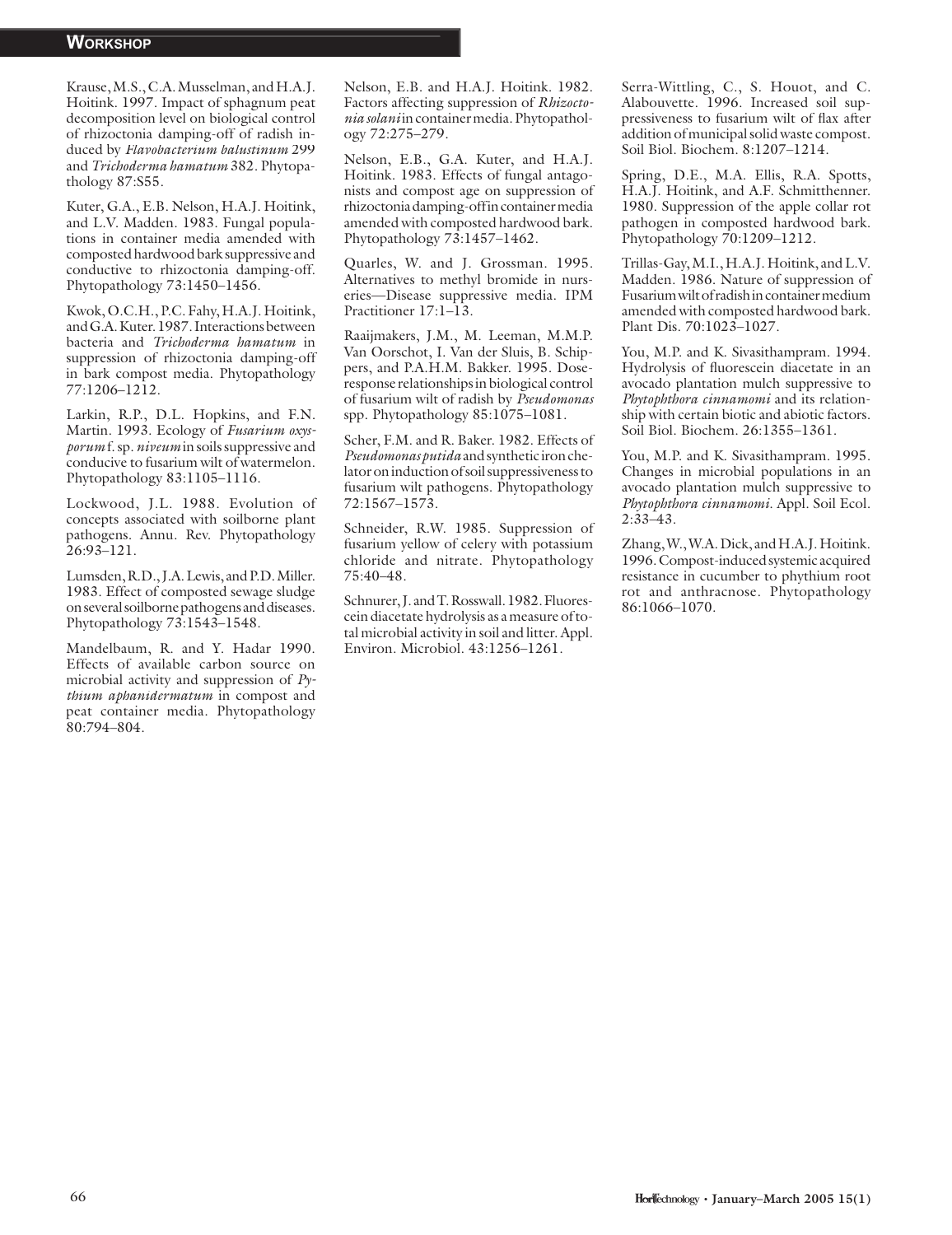Krause, M.S., C.A. Musselman, and H.A.J. Hoitink. 1997. Impact of sphagnum peat decomposition level on biological control of rhizoctonia damping-off of radish induced by *Flavobacterium balustinum* 299 and *Trichoderma hamatum* 382. Phytopathology 87:S55.

Kuter, G.A., E.B. Nelson, H.A.J. Hoitink, and L.V. Madden. 1983. Fungal populations in container media amended with composted hardwood bark suppressive and conductive to rhizoctonia damping-off. Phytopathology 73:1450–1456.

Kwok, O.C.H., P.C. Fahy, H.A.J. Hoitink, and G.A. Kuter. 1987. Interactions between bacteria and *Trichoderma hamatum* in suppression of rhizoctonia damping-off in bark compost media. Phytopathology 77:1206–1212.

Larkin, R.P., D.L. Hopkins, and F.N. Martin. 1993. Ecology of *Fusarium oxysporum* f. sp. *niveum* in soils suppressive and conducive to fusarium wilt of watermelon. Phytopathology 83:1105–1116.

Lockwood, J.L. 1988. Evolution of concepts associated with soilborne plant pathogens. Annu. Rev. Phytopathology 26:93–121.

Lumsden, R.D., J.A. Lewis, and P.D. Miller. 1983. Effect of composted sewage sludge on several soilborne pathogens and diseases. Phytopathology 73:1543–1548.

Mandelbaum, R. and Y. Hadar 1990. Effects of available carbon source on microbial activity and suppression of *Pythium aphanidermatum* in compost and peat container media. Phytopathology 80:794–804.

Nelson, E.B. and H.A.J. Hoitink. 1982. Factors affecting suppression of *Rhizoctonia solani* in container media. Phytopathology 72:275–279.

Nelson, E.B., G.A. Kuter, and H.A.J. Hoitink. 1983. Effects of fungal antagonists and compost age on suppression of rhizoctonia damping-off in container media amended with composted hardwood bark. Phytopathology 73:1457–1462.

Quarles, W. and J. Grossman. 1995. Alternatives to methyl bromide in nurseries—Disease suppressive media. IPM Practitioner 17:1–13.

Raaijmakers, J.M., M. Leeman, M.M.P. Van Oorschot, I. Van der Sluis, B. Schippers, and P.A.H.M. Bakker. 1995. Dose-response relationships in biological control of fusarium wilt of radish by *Pseudomonas* spp. Phytopathology 85:1075–1081.

Scher, F.M. and R. Baker. 1982. Effects of *Pseudomonas putida* and synthetic iron chelator on induction of soil suppressiveness to fusarium wilt pathogens. Phytopathology 72:1567–1573.

Schneider, R.W. 1985. Suppression of fusarium yellow of celery with potassium chloride and nitrate. Phytopathology 75:40–48.

Schnurer, J. and T. Rosswall. 1982. Fluorescein diacetate hydrolysis as a measure of total microbial activity in soil and litter. Appl. Environ. Microbiol. 43:1256–1261.

Serra-Wittling, C., S. Houot, and C. Alabouvette. 1996. Increased soil suppressiveness to fusarium wilt of flax after addition of municipal solid waste compost. Soil Biol. Biochem. 8:1207–1214.

Spring, D.E., M.A. Ellis, R.A. Spotts, H.A.J. Hoitink, and A.F. Schmitthenner. 1980. Suppression of the apple collar rot pathogen in composted hardwood bark. Phytopathology 70:1209–1212.

Trillas-Gay, M.I., H.A.J. Hoitink, and L.V. Madden. 1986. Nature of suppression of Fusarium wilt of radish in container medium amended with composted hardwood bark. Plant Dis. 70:1023–1027.

You, M.P. and K. Sivasithampram. 1994. Hydrolysis of fluorescein diacetate in an avocado plantation mulch suppressive to *Phytophthora cinnamomi* and its relationship with certain biotic and abiotic factors. Soil Biol. Biochem. 26:1355–1361.

You, M.P. and K. Sivasithampram. 1995. Changes in microbial populations in an avocado plantation mulch suppressive to *Phytophthora cinnamomi*. Appl. Soil Ecol. 2:33–43.

Zhang, W., W.A. Dick, and H.A.J. Hoitink. 1996. Compost-induced systemic acquired resistance in cucumber to phythium root rot and anthracnose. Phytopathology 86:1066–1070.